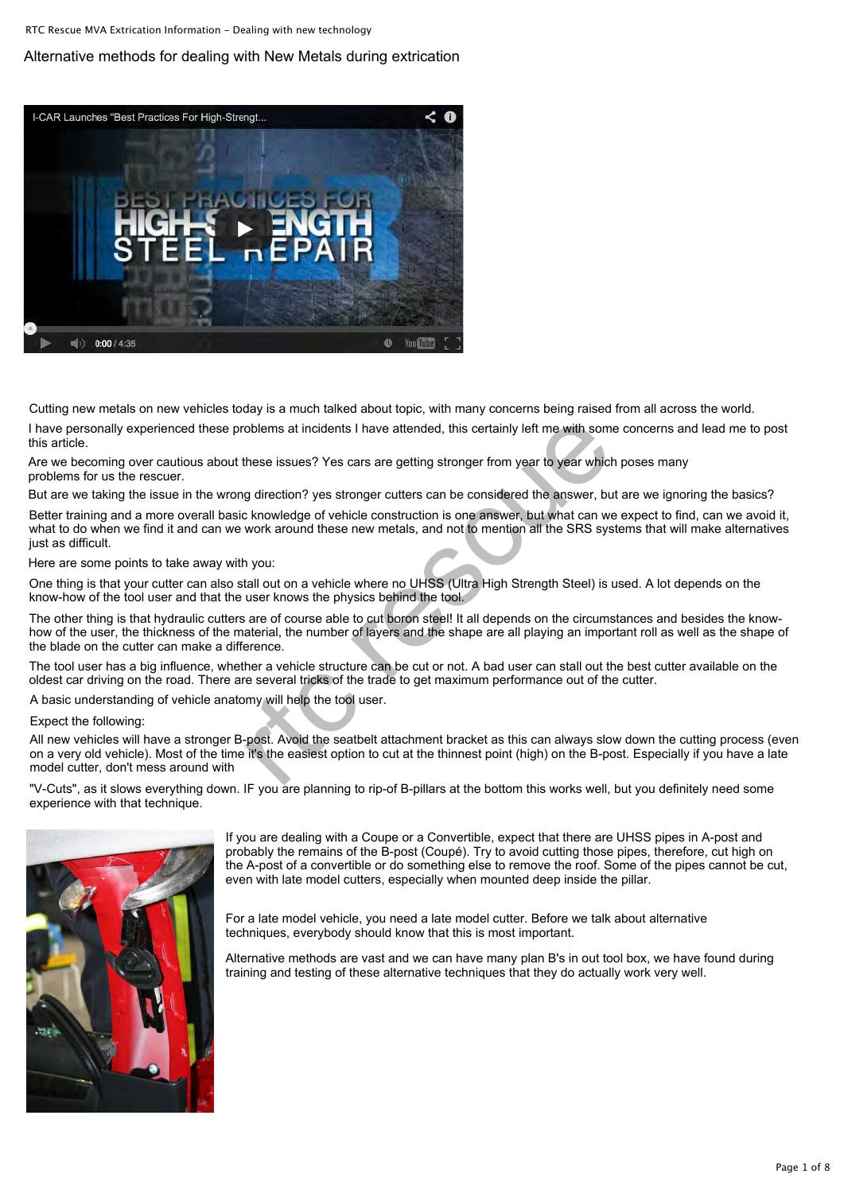# Alternative methods for dealing with New Metals during extrication

Cutting new metals on new vehicles today is a much talked about topic, with many concerns being raised from all across the world.

I have personally experienced these problems at incidents I have attended, this certainly left me with some concerns and lead me to post this article.

Are we becoming over cautious about these issues? Yes cars are getting stronger from year to year which poses many problems for us the rescuer.

But are we taking the issue in the wrong direction? yes stronger cutters can be considered the answer, but are we ignoring the basics?

Better training and a more overall basic knowledge of vehicle construction is one answer, but what can we expect to find, can we avoid it, what to do when we find it and can we work around these new metals, and not to mention all the SRS systems that will make alternatives just as difficult.

Here are some points to take away with you:

One thing is that your cutter can also stall out on a vehicle where no UHSS (Ultra High Strength Steel) is used. A lot depends on the know-how of the tool user and that the user knows the physics behind the tool.

The other thing is that hydraulic cutters are of course able to cut boron steel! It all depends on the circumstances and besides the know-how of the user, the thickness of the material, the number of layers and the shape are all playing an important roll as well as the shape of the blade on the cutter can make a difference.

The tool user has a big influence, whether a vehicle structure can be cut or not. A bad user can stall out the best cutter available on the oldest car driving on the road. There are several tricks of the trade to get maximum performance out of the cutter.

A basic understanding of vehicle anatomy will help the tool user.

Expect the following:

All new vehicles will have a stronger B-post. Avoid the seatbelt attachment bracket as this can always slow down the cutting process (even on a very old vehicle). Most of the time it's the easiest option to cut at the thinnest point (high) on the B-post. Especially if you have a late model cutter, don't mess around with "V-Cuts", as it slows everything down. IF you are planning to rip-of B-pillars at the bottom this works well, but you definitely need some experience with that technique.

If you are dealing with a Coupe or a Convertible, expect that there are UHSS pipes in A-post and probably the remains of the B-post (Coupé). Try to avoid cutting those pipes, therefore, cut high on the A-post of a convertible or do something else to remove the roof. Some of the pipes cannot be cut, even with late model cutters, especially when mounted deep inside the pillar.

For a late model vehicle, you need a late model cutter. Before we talk about alternative techniques, everybody should know that this is most important.

Alternative methods are vast and we can have many plan B's in out tool box, we have found during training and testing of these alternative techniques that they do actually work very well.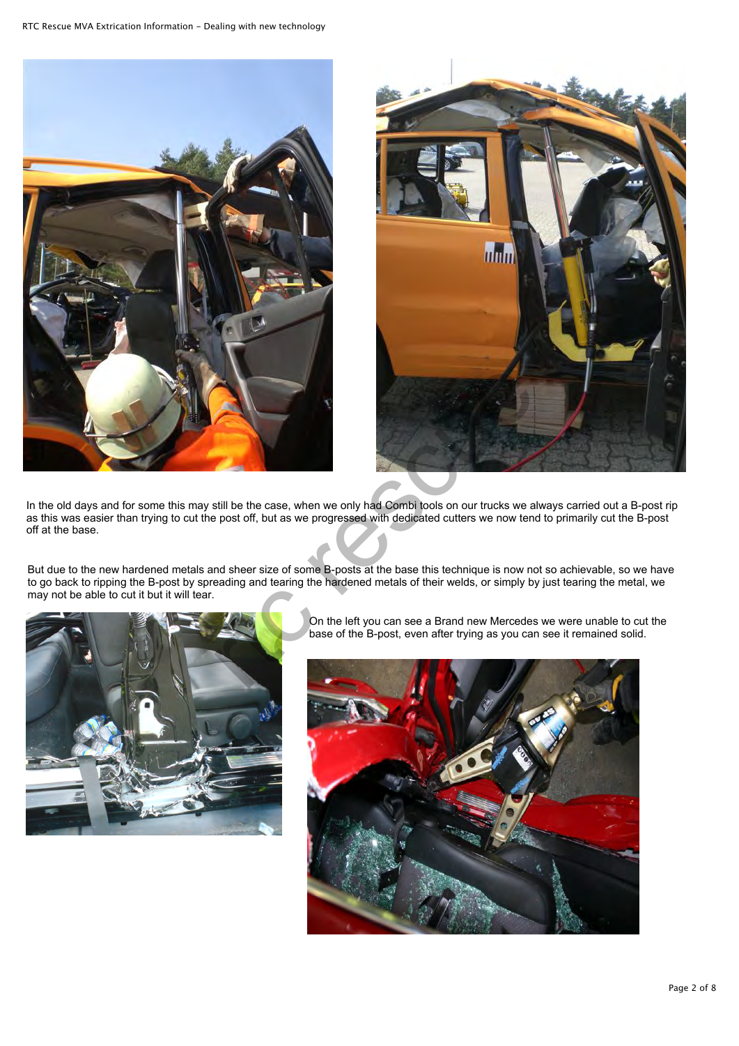In the old days and for some this may still be the case, when we only had Combi tools on our trucks we always carried out a B-post rip as this was easier than trying to cut the post off, but as we progressed with dedicated cutters we now tend to primarily cut the B-post off at the base.

But due to the new hardened metals and sheer size of some B-posts at the base this technique is now not so achievable, so we have to go back to ripping the B-post by spreading and tearing the hardened metals of their welds, or simply by just tearing the metal, we may not be able to cut it but it will tear.

On the left you can see a Brand new Mercedes we were unable to cut the base of the B-post, even after trying as you can see it remained solid.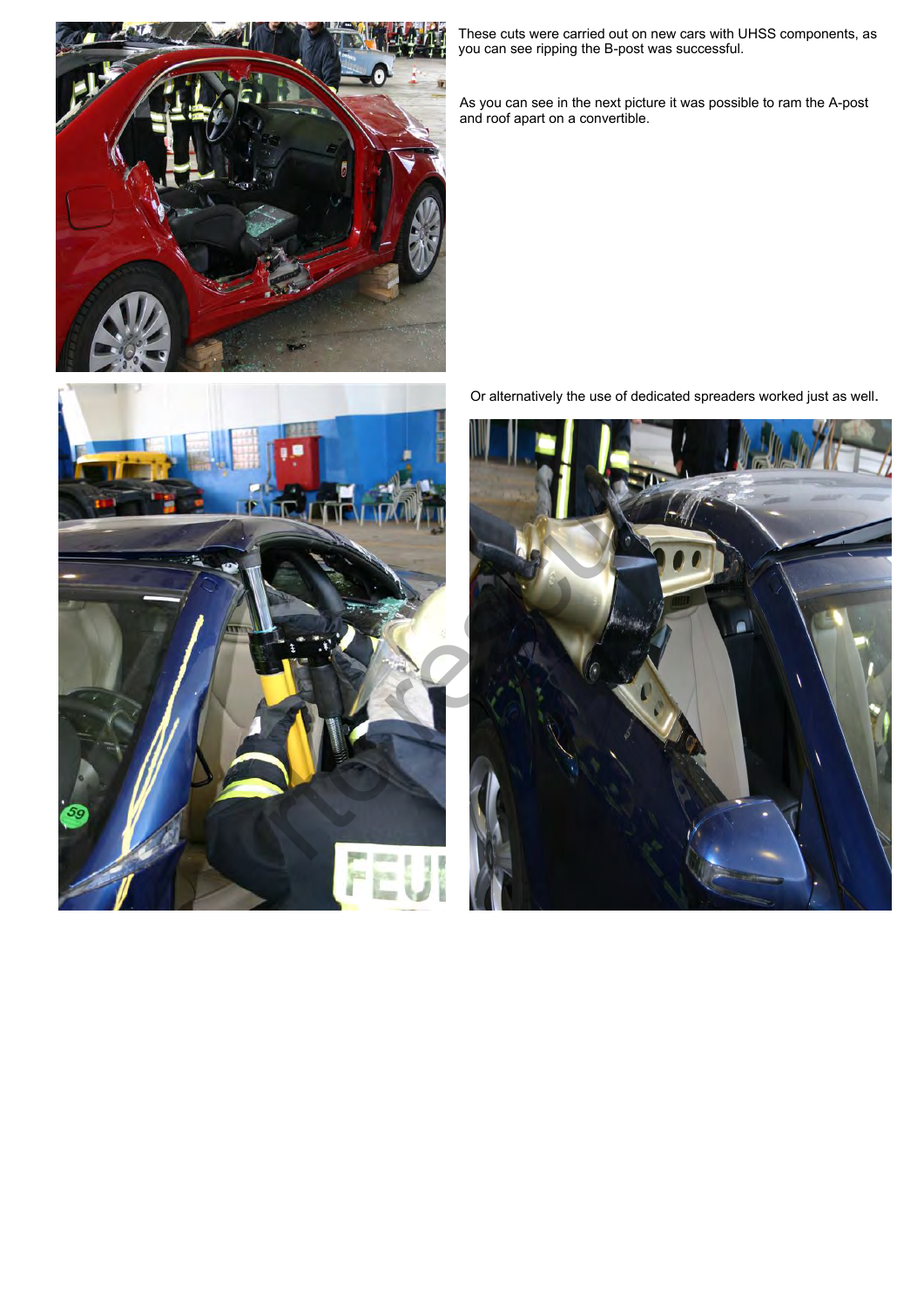These cuts were carried out on new cars with UHSS components, as you can see ripping the B-post was successful.

As you can see in the next picture it was possible to ram the A-post and roof apart on a convertible.

Or alternatively the use of dedicated spreaders worked just as well.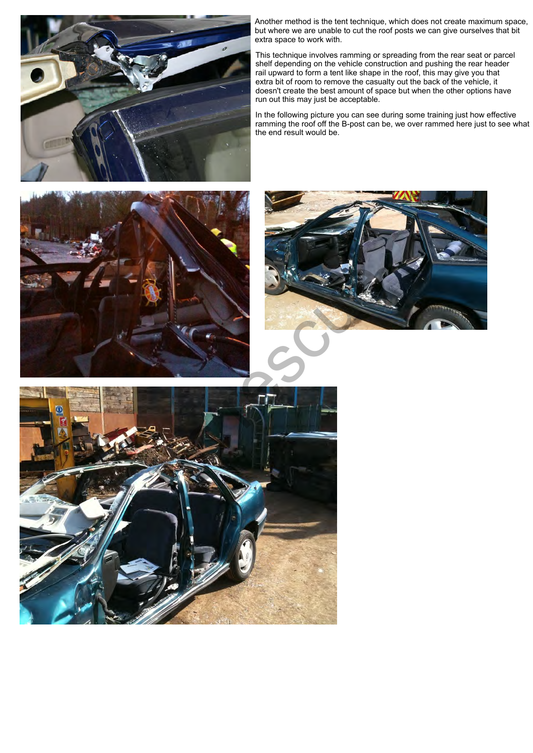Another method is the tent technique, which does not create maximum space, but where we are unable to cut the roof posts we can give ourselves that bit extra space to work with.

This technique involves ramming or spreading from the rear seat or parcel shelf depending on the vehicle construction and pushing the rear header rail upward to form a tent like shape in the roof, this may give you that extra bit of room to remove the casualty out the back of the vehicle, it doesn't create the best amount of space but when the other options have run out this may just be acceptable.

In the following picture you can see during some training just how effective ramming the roof off the B-post can be, we over rammed here just to see what the end result would be.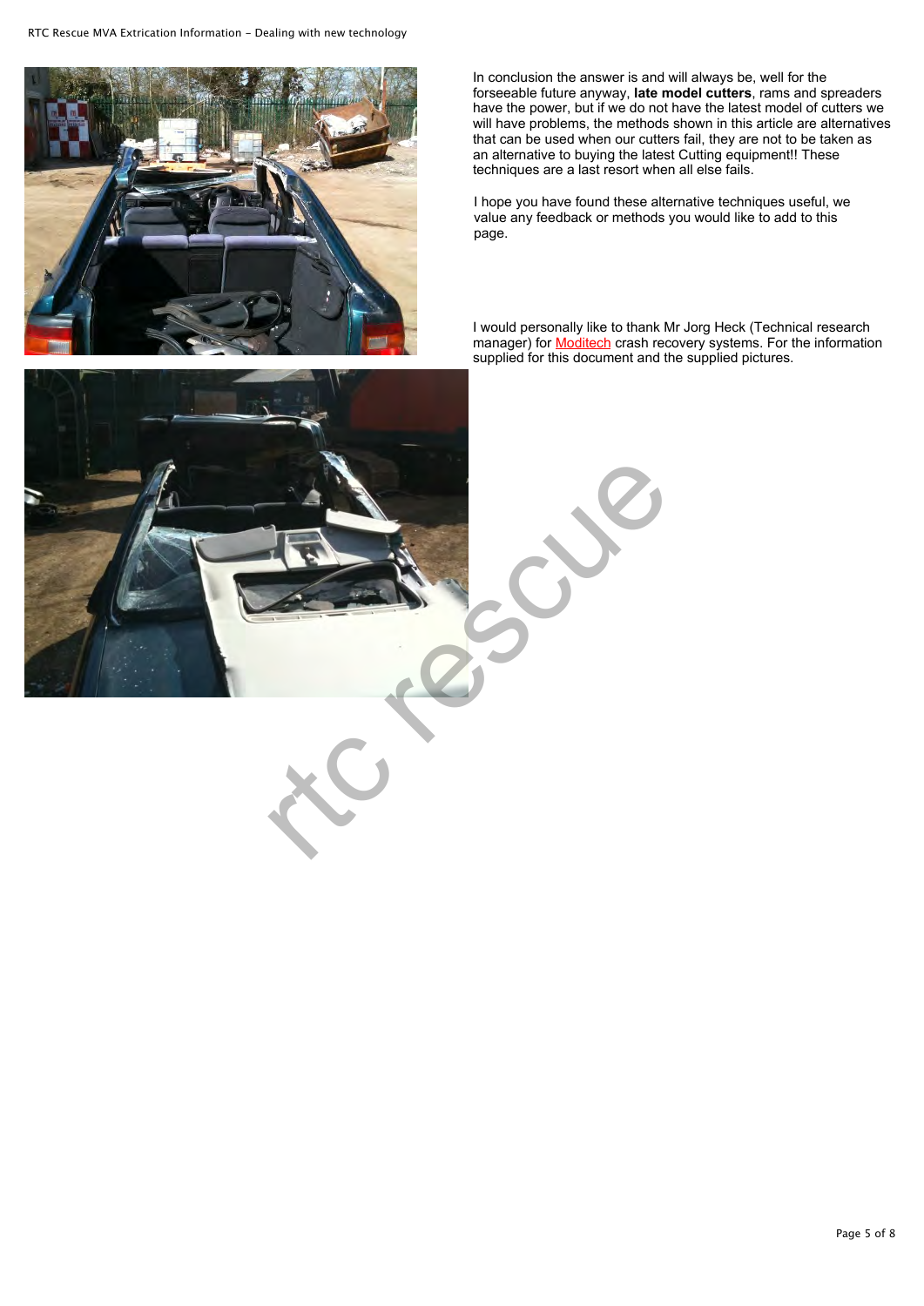In conclusion the answer is and will always be, well for the forseeable future anyway, **late model cutters**, rams and spreaders have the power, but if we do not have the latest model of cutters we will have problems, the methods shown in this article are alternatives that can be used when our cutters fail, they are not to be taken as an alternative to buying the latest Cutting equipment!! These techniques are a last resort when all else fails.

I hope you have found these alternative techniques useful, we value any feedback or methods you would like to add to this page.

I would personally like to thank Mr Jorg Heck (Technical research manager) for Moditech crash recovery systems. For the information supplied for this document and the supplied pictures.